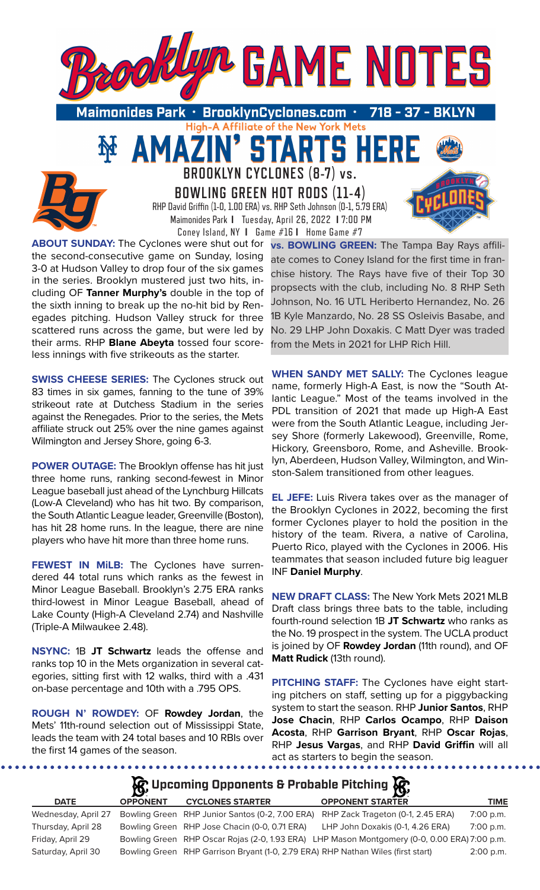# Brooklyn GAME NOTES

**Maimonides Park • BrooklynCyclones.com • 718 - 37 - BKLYN**

High-A Affiliate of the New York Mets

## AMAZIN' STARTS HERE

## BROOKLYN CYCLONES (8-7) vs. BOWLING GREEN HOT RODS (11-4)

RHP David Griffin (1-0, 1.00 ERA) vs. RHP Seth Johnson (0-1, 5.79 ERA)

Maimonides Park | Tuesday, April 26, 2022 | 7:00 PM

Coney Island, NY | Game #16 | Home Game #7

**ABOUT SUNDAY:** The Cyclones were shut out for the second-consecutive game on Sunday, losing 3-0 at Hudson Valley to drop four of the six games in the series. Brooklyn mustered just two hits, including OF **Tanner Murphy's** double in the top of the sixth inning to break up the no-hit bid by Renegades pitching. Hudson Valley struck for three scattered runs across the game, but were led by their arms. RHP **Blane Abeyta** tossed four scoreless innings with five strikeouts as the starter.

**SWISS CHEESE SERIES:** The Cyclones struck out 83 times in six games, fanning to the tune of 39% strikeout rate at Dutchess Stadium in the series against the Renegades. Prior to the series, the Mets affiliate struck out 25% over the nine games against Wilmington and Jersey Shore, going 6-3.

**POWER OUTAGE:** The Brooklyn offense has hit just three home runs, ranking second-fewest in Minor League baseball just ahead of the Lynchburg Hillcats (Low-A Cleveland) who has hit two. By comparison, the South Atlantic League leader, Greenville (Boston), has hit 28 home runs. In the league, there are nine players who have hit more than three home runs.

**FEWEST IN MiLB:** The Cyclones have surrendered 44 total runs which ranks as the fewest in Minor League Baseball. Brooklyn's 2.75 ERA ranks third-lowest in Minor League Baseball, ahead of Lake County (High-A Cleveland 2.74) and Nashville (Triple-A Milwaukee 2.48).

**NSYNC:** 1B **JT Schwartz** leads the offense and ranks top 10 in the Mets organization in several categories, sitting first with 12 walks, third with a .431 on-base percentage and 10th with a .795 OPS.

**ROUGH N' ROWDEY:** OF **Rowdey Jordan**, the Mets' 11th-round selection out of Mississippi State, leads the team with 24 total bases and 10 RBIs over the first 14 games of the season.

**vs. BOWLING GREEN:** The Tampa Bay Rays affiliate comes to Coney Island for the first time in franchise history. The Rays have five of their Top 30 propsects with the club, including No. 8 RHP Seth Johnson, No. 16 UTL Heriberto Hernandez, No. 26 1B Kyle Manzardo, No. 28 SS Osleivis Basabe, and No. 29 LHP John Doxakis. C Matt Dyer was traded from the Mets in 2021 for LHP Rich Hill.

**WHEN SANDY MET SALLY:** The Cyclones league name, formerly High-A East, is now the "South Atlantic League." Most of the teams involved in the PDL transition of 2021 that made up High-A East were from the South Atlantic League, including Jersey Shore (formerly Lakewood), Greenville, Rome, Hickory, Greensboro, Rome, and Asheville. Brooklyn, Aberdeen, Hudson Valley, Wilmington, and Winston-Salem transitioned from other leagues.

**EL JEFE:** Luis Rivera takes over as the manager of the Brooklyn Cyclones in 2022, becoming the first former Cyclones player to hold the position in the history of the team. Rivera, a native of Carolina, Puerto Rico, played with the Cyclones in 2006. His teammates that season included future big leaguer INF **Daniel Murphy**.

**NEW DRAFT CLASS:** The New York Mets 2021 MLB Draft class brings three bats to the table, including fourth-round selection 1B **JT Schwartz** who ranks as the No. 19 prospect in the system. The UCLA product is joined by OF **Rowdey Jordan** (11th round), and OF **Matt Rudick** (13th round).

**PITCHING STAFF:** The Cyclones have eight starting pitchers on staff, setting up for a piggybacking system to start the season. RHP **Junior Santos**, RHP **Jose Chacin**, RHP **Carlos Ocampo**, RHP **Daison Acosta**, RHP **Garrison Bryant**, RHP **Oscar Rojas**, RHP **Jesus Vargas**, and RHP **David Griffin** will all act as starters to begin the season.

## Upcoming Opponents & Probable Pitching

| DATE | OPPONENT | CYCLONES STARTER | OPPONENT STARTER | TIME |
|---|---|---|---|---|
| Wednesday, April 27 | Bowling Green | RHP Junior Santos (0-2, 7.00 ERA) | RHP Zack Trageton (0-1, 2.45 ERA) | 7:00 p.m. |
| Thursday, April 28 | Bowling Green | RHP Jose Chacin (0-0, 0.71 ERA) | LHP John Doxakis (0-1, 4.26 ERA) | 7:00 p.m. |
| Friday, April 29 | Bowling Green | RHP Oscar Rojas (2-0, 1.93 ERA) | LHP Mason Montgomery (0-0, 0.00 ERA) | 7:00 p.m. |
| Saturday, April 30 | Bowling Green | RHP Garrison Bryant (1-0, 2.79 ERA) | RHP Nathan Wiles (first start) | 2:00 p.m. |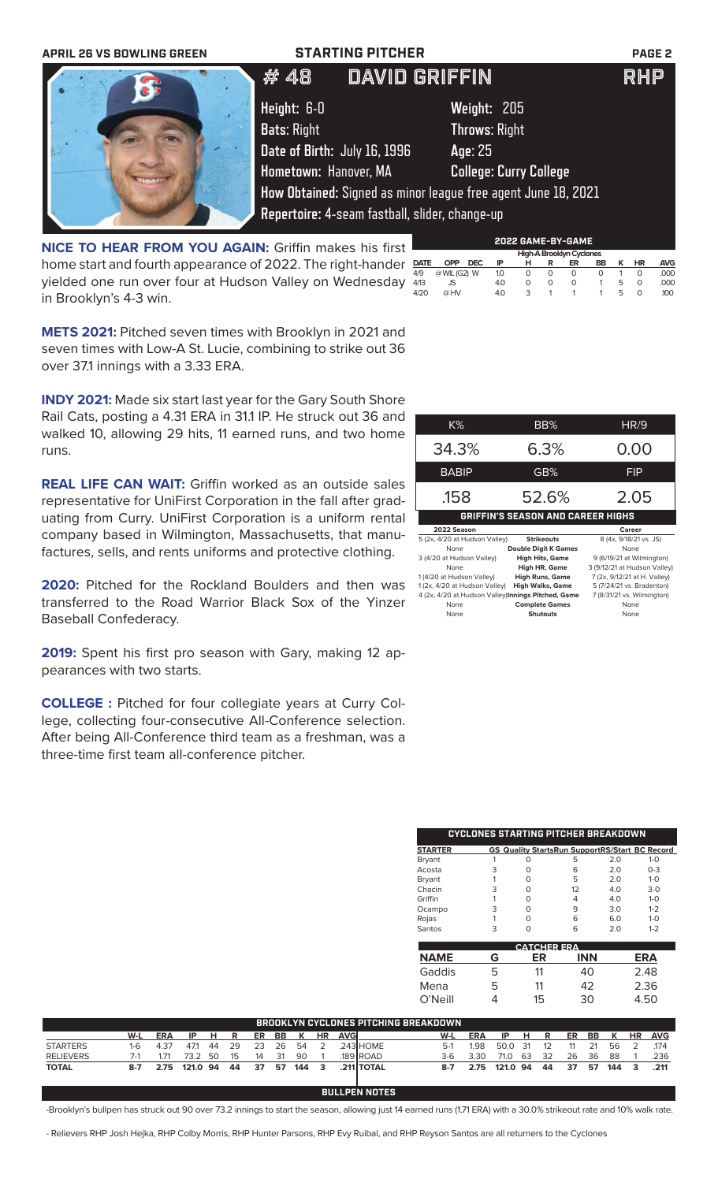APRIL 26 VS BOWLING GREEN

## STARTING PITCHER

# # 48 DAVID GRIFFIN RHP

**Height:** 6-0 **Weight:** 205
**Bats:** Right **Throws:** Right
**Date of Birth:** July 16, 1996 **Age:** 25
**Hometown:** Hanover, MA **College:** Curry College
**How Obtained:** Signed as minor league free agent June 18, 2021
**Repertoire:** 4-seam fastball, slider, change-up

**NICE TO HEAR FROM YOU AGAIN:** Griffin makes his first home start and fourth appearance of 2022. The right-hander yielded one run over four at Hudson Valley on Wednesday in Brooklyn's 4-3 win.

**METS 2021:** Pitched seven times with Brooklyn in 2021 and seven times with Low-A St. Lucie, combining to strike out 36 over 37.1 innings with a 3.33 ERA.

**INDY 2021:** Made six start last year for the Gary South Shore Rail Cats, posting a 4.31 ERA in 31.1 IP. He struck out 36 and walked 10, allowing 29 hits, 11 earned runs, and two home runs.

**REAL LIFE CAN WAIT:** Griffin worked as an outside sales representative for UniFirst Corporation in the fall after graduating from Curry. UniFirst Corporation is a uniform rental company based in Wilmington, Massachusetts, that manufactures, sells, and rents uniforms and protective clothing.

**2020:** Pitched for the Rockland Boulders and then was transferred to the Road Warrior Black Sox of the Yinzer Baseball Confederacy.

**2019:** Spent his first pro season with Gary, making 12 appearances with two starts.

**COLLEGE :** Pitched for four collegiate years at Curry College, collecting four-consecutive All-Conference selection. After being All-Conference third team as a freshman, was a three-time first team all-conference pitcher.

### 2022 GAME-BY-GAME

High-A Brooklyn Cyclones

| DATE | OPP | DEC | IP | H | R | ER | BB | K | HR | AVG |
|---|---|---|---|---|---|---|---|---|---|---|
| 4/9 | @WIL (G2) | W | 1.0 | 0 | 0 | 0 | 0 | 1 | 0 | .000 |
| 4/13 | JS | | 4.0 | 0 | 0 | 0 | 1 | 5 | 0 | .000 |
| 4/20 | @HV | | 4.0 | 3 | 1 | 1 | 1 | 5 | 0 | .100 |

| K% | BB% | HR/9 |
|---|---|---|
| 34.3% | 6.3% | 0.00 |
| **BABIP** | **GB%** | **FIP** |
| .158 | 52.6% | 2.05 |

### GRIFFIN'S SEASON AND CAREER HIGHS

| 2022 Season | | Career |
|---|---|---|
| 5 (2x, 4/20 at Hudson Valley) | Strikeouts | 8 (4x, 9/18/21 vs. JS) |
| None | Double Digit K Games | None |
| 3 (4/20 at Hudson Valley) | High Hits, Game | 9 (6/19/21 at Wilmington) |
| None | High HR, Game | 3 (9/12/21 at Hudson Valley) |
| 1 (4/20 at Hudson Valley) | High Runs, Game | 7 (2x, 9/12/21 at H. Valley) |
| 1 (2x, 4/20 at Hudson Valley) | High Walks, Game | 5 (7/24/21 vs. Bradenton) |
| 4 (2x, 4/20 at Hudson Valley) | Innings Pitched, Game | 7 (8/31/21 vs. Wilmington) |
| None | Complete Games | None |
| None | Shutouts | None |

### CYCLONES STARTING PITCHER BREAKDOWN

| STARTER | GS | Quality Starts | Run Support | RS/Start | BC Record |
|---|---|---|---|---|---|
| Bryant | 1 | 0 | 5 | 2.0 | 1-0 |
| Acosta | 3 | 0 | 6 | 2.0 | 0-3 |
| Bryant | 1 | 0 | 5 | 2.0 | 1-0 |
| Chacin | 3 | 0 | 12 | 4.0 | 3-0 |
| Griffin | 1 | 0 | 4 | 4.0 | 1-0 |
| Ocampo | 3 | 0 | 9 | 3.0 | 1-2 |
| Rojas | 1 | 0 | 6 | 6.0 | 1-0 |
| Santos | 3 | 0 | 6 | 2.0 | 1-2 |

### CATCHER ERA

| NAME | G | ER | INN | ERA |
|---|---|---|---|---|
| Gaddis | 5 | 11 | 40 | 2.48 |
| Mena | 5 | 11 | 42 | 2.36 |
| O'Neill | 4 | 15 | 30 | 4.50 |

### BROOKLYN CYCLONES PITCHING BREAKDOWN

| | W-L | ERA | IP | H | R | ER | BB | K | HR | AVG |
|---|---|---|---|---|---|---|---|---|---|---|
| STARTERS | 1-6 | 4.37 | 47.1 | 44 | 29 | 23 | 26 | 54 | 2 | .243 |
| RELIEVERS | 7-1 | 1.71 | 73.2 | 50 | 15 | 14 | 31 | 90 | 1 | .189 |
| TOTAL | 8-7 | 2.75 | 121.0 | 94 | 44 | 37 | 57 | 144 | 3 | .211 |

| | W-L | ERA | IP | H | R | ER | BB | K | HR | AVG |
|---|---|---|---|---|---|---|---|---|---|---|
| HOME | 5-1 | 1.98 | 50.0 | 31 | 12 | 11 | 21 | 56 | 2 | .174 |
| ROAD | 3-6 | 3.30 | 71.0 | 63 | 32 | 26 | 36 | 88 | 1 | .236 |
| TOTAL | 8-7 | 2.75 | 121.0 | 94 | 44 | 37 | 57 | 144 | 3 | .211 |

### BULLPEN NOTES

-Brooklyn's bullpen has struck out 90 over 73.2 innings to start the season, allowing just 14 earned runs (1.71 ERA) with a 30.0% strikeout rate and 10% walk rate.

- Relievers RHP Josh Hejka, RHP Colby Morris, RHP Hunter Parsons, RHP Evy Ruibal, and RHP Reyson Santos are all returners to the Cyclones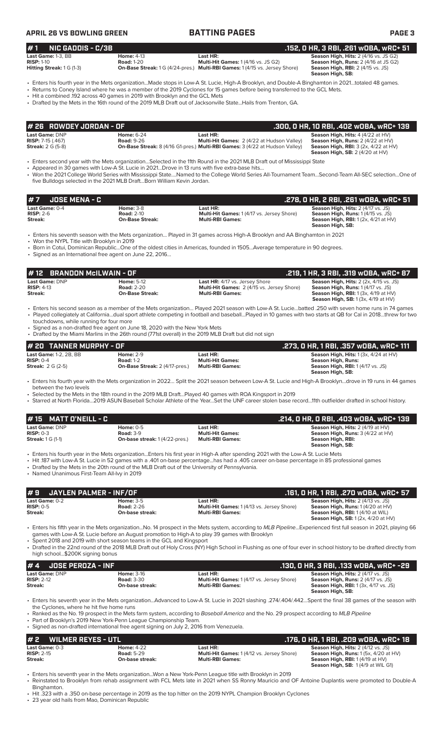## APRIL 26 VS BOWLING GREEN — BATTING PAGES

## #1 NIC GADDIS - C/3B — .152, 0 HR, 3 RBI, .261 wOBA, wRC+ 51

| | | | |
|---|---|---|---|
| **Last Game:** 1-3, BB | **Home:** 4-13 | **Last HR:** | **Season High, Hits:** 2 (4/16 vs. JS G2) |
| **RISP:** 1-10 | **Road:** 1-20 | **Multi-Hit Games:** 1 (4/16 vs. JS G2) | **Season High, Runs:** 2 (4/16 at JS G2) |
| **Hitting Streak:** 1 G (1-3) | **On-Base Streak:** 1 G (4/24-pres.) | **Multi-RBI Games:** 1 (4/15 vs. Jersey Shore) | **Season High, RBI:** 2 (4/15 vs. JS) |
| | | | **Season High, SB:** |

- Enters his fourth year in the Mets organization...Made stops in Low-A St. Lucie, High-A Brooklyn, and Double-A Binghamton in 2021...totaled 48 games.
- Returns to Coney Island where he was a member of the 2019 Cyclones for 15 games before being transferred to the GCL Mets.
- Hit a combined .192 across 40 games in 2019 with Brooklyn and the GCL Mets
- Drafted by the Mets in the 16th round of the 2019 MLB Draft out of Jacksonville State...Hails from Trenton, GA.

## # 26 ROWDEY JORDAN - OF — .300, 0 HR, 10 RBI, .402 wOBA, wRC+ 139

| | | | |
|---|---|---|---|
| **Last Game:** DNP | **Home:** 6-24 | **Last HR:** | **Season High, Hits:** 4 (4/22 at HV) |
| **RISP:** 7-15 (.467) | **Road:** 9-26 | **Multi-Hit Games:** 2 (4/22 at Hudson Valley) | **Season High, Runs:** 2 (4/22 at HV) |
| **Streak:** 2 G (5-8) | **On-Base Streak:** 8 (4/16 G1-pres.) | **Multi-RBI Games:** 3 (4/22 at Hudson Valley) | **Season High, RBI:** 3 (2x, 4/22 at HV) |
| | | | **Season High, SB:** 2 (4/20 at HV) |

- Enters second year with the Mets organization...Selected in the 11th Round in the 2021 MLB Draft out of Mississippi State
- Appeared in 30 games with Low-A St. Lucie in 2021...Drove in 13 runs with five extra-base hits...
- Won the 2021 College World Series with Mississippi State....Named to the College World Series All-Tournament Team...Second-Team All-SEC selection...One of five Bulldogs selected in the 2021 MLB Draft...Born William Kevin Jordan.

## # 7 JOSE MENA - C — .278, 0 HR, 2 RBI, .261 wOBA, wRC+ 51

| | | | |
|---|---|---|---|
| **Last Game:** 0-4 | **Home:** 3-8 | **Last HR:** | **Season High, Hits:** 2 (4/17 vs. JS) |
| **RISP:** 2-6 | **Road:** 2-10 | **Multi-Hit Games:** 1 (4/17 vs. Jersey Shore) | **Season High, Runs:** 1 (4/15 vs. JS) |
| **Streak:** | **On-Base Streak:** | **Multi-RBI Games:** | **Season High, RBI:** 1 (2x, 4/21 at HV) |
| | | | **Season High, SB:** |

- Enters his seventh season with the Mets organization... Played in 31 games across High-A Brooklyn and AA Binghamton in 2021
- Won the NYPL Title with Brooklyn in 2019
- Born in Cotui, Dominican Republic...One of the oldest cities in Americas, founded in 1505...Average temperature in 90 degrees.
- Signed as an International free agent on June 22, 2016...

## # 12 BRANDON McILWAIN - OF — .219, 1 HR, 3 RBI, .319 wOBA, wRC+ 87

| | | | |
|---|---|---|---|
| **Last Game:** DNP | **Home:** 5-12 | **Last HR:** 4/17 vs. Jersey Shore | **Season High, Hits:** 2 (2x, 4/15 vs. JS) |
| **RISP:** 4-13 | **Road:** 2-20 | **Multi-Hit Games:** 2 (4/15 vs. Jersey Shore) | **Season High, Runs:** 1 (4/17 vs. JS) |
| **Streak:** | **On-Base Streak:** | **Multi-RBI Games:** | **Season High, RBI:** 1 (3x, 4/19 at HV) |
| | | | **Season High, SB:** 1 (3x, 4/19 at HV) |

- Enters his second season as a member of the Mets organization... Played 2021 season with Low-A St. Lucie...batted .250 with seven home runs in 74 games
- Played collegiately at California...dual sport athlete competing in football and baseball...Played in 10 games with two starts at QB for Cal in 2018...threw for two touchdowns, while running for four more
- Signed as a non-drafted free agent on June 18, 2020 with the New York Mets
- Drafted by the Miami Marlins in the 26th round (771st overall) in the 2019 MLB Draft but did not sign

## # 20 TANNER MURPHY - OF — .273, 0 HR, 1 RBI, .357 wOBA, wRC+ 111

| | | | |
|---|---|---|---|
| **Last Game:** 1-2, 2B, BB | **Home:** 2-9 | **Last HR:** | **Season High, Hits:** 1 (3x, 4/24 at HV) |
| **RISP:** 0-4 | **Road:** 1-2 | **Multi-Hit Games:** | **Season High, Runs:** |
| **Streak:** 2 G (2-5) | **On-Base Streak:** 2 (4/17-pres.) | **Multi-RBI Games:** | **Season High, RBI:** 1 (4/17 vs. JS) |
| | | | **Season High, SB:** |

- Enters his fourth year with the Mets organization in 2022... Split the 2021 season between Low-A St. Lucie and High-A Brooklyn...drove in 19 runs in 44 games between the two levels
- Selected by the Mets in the 18th round in the 2019 MLB Draft...Played 40 games with ROA Kingsport in 2019
- Starred at North Florida...2019 ASUN Baseball Scholar Athlete of the Year...Set the UNF career stolen base record...11th outfielder drafted in school history.

## # 15 MATT O'NEILL - C — .214, 0 HR, 0 RBI, .403 wOBA, wRC+ 139

| | | | |
|---|---|---|---|
| **Last Game:** DNP | **Home:** 0-5 | **Last HR:** | **Season High, Hits:** 2 (4/19 at HV) |
| **RISP:** 0-3 | **Road:** 3-9 | **Multi-Hit Games:** | **Season High, Runs:** 3 (4/22 at HV) |
| **Streak:** 1 G (1-1) | **On-base streak:** 1 (4/22-pres.) | **Multi-RBI Games:** | **Season High, RBI:** |
| | | | **Season High, SB:** |

- Enters his fourth year in the Mets organization...Enters his first year in High-A after spending 2021 with the Low-A St. Lucie Mets
- Hit .187 with Low-A St. Lucie in 52 games with a .401 on-base percentage...has had a .405 career on-base percentage in 85 professional games
- Drafted by the Mets in the 20th round of the MLB Draft out of the University of Pennsylvania.
- Named Unanimous First-Team All-Ivy in 2019

## # 9 JAYLEN PALMER - INF/OF — .161, 0 HR, 1 RBI, .270 wOBA, wRC+ 57

| | | | |
|---|---|---|---|
| **Last Game:** 0-2 | **Home:** 3-5 | **Last HR:** | **Season High, Hits:** 2 (4/13 vs. JS) |
| **RISP:** 0-5 | **Road:** 2-26 | **Multi-Hit Games:** 1 (4/13 vs. Jersey Shore) | **Season High, Runs:** 1 (4/20 at HV) |
| **Streak:** | **On-base streak:** | **Multi-RBI Games:** | **Season High, RBI:** 1 (4/10 at WIL) |
| | | | **Season High, SB:** 1 (2x, 4/20 at HV) |

- Enters his fifth year in the Mets organization...No. 14 prospect in the Mets system, according to *MLB Pipeline*...Experienced first full season in 2021, playing 66 games with Low-A St. Lucie before an August promotion to High-A to play 39 games with Brooklyn
- Spent 2018 and 2019 with short season teams in the GCL and Kingsport
- Drafted in the 22nd round of the 2018 MLB Draft of Holy Cross (NY) High School in Flushing as one of four ever in school history to be drafted directly from high school...$200K signing bonus

## # 4 JOSE PEROZA - INF — .130, 0 HR, 3 RBI, .133 wOBA, wRC+ -29

| | | | |
|---|---|---|---|
| **Last Game:** DNP | **Home:** 3-16 | **Last HR:** | **Season High, Hits:** 2 (4/17 vs. JS) |
| **RISP:** 2-12 | **Road:** 3-30 | **Multi-Hit Games:** 1 (4/17 vs. Jersey Shore) | **Season High, Runs:** 2 (4/17 vs. JS) |
| **Streak:** | **On-base streak:** | **Multi-RBI Games:** | **Season High, RBI:** 1 (3x, 4/17 vs. JS) |
| | | | **Season High, SB:** |

- Enters his seventh year in the Mets organization...Advanced to Low-A St. Lucie in 2021 slashing .274/.404/.442...Spent the final 38 games of the season with the Cyclones, where he hit five home runs
- Ranked as the No. 19 prospect in the Mets farm system, according to *Baseball America* and the No. 29 prospect according to *MLB Pipeline*
- Part of Brooklyn's 2019 New York-Penn League Championship Team.
- Signed as non-drafted international free agent signing on July 2, 2016 from Venezuela.

## # 2 WILMER REYES - UTL — .176, 0 HR, 1 RBI, .209 wOBA, wRC+ 18

| | | | |
|---|---|---|---|
| **Last Game:** 0-3 | **Home:** 4-22 | **Last HR:** | **Season High, Hits:** 2 (4/12 vs. JS) |
| **RISP:** 2-15 | **Road:** 5-29 | **Multi-Hit Games:** 1 (4/12 vs. Jersey Shore) | **Season High, Runs:** 1 (5x, 4/20 at HV) |
| **Streak:** | **On-base streak:** | **Multi-RBI Games:** | **Season High, RBI:** 1 (4/19 at HV) |
| | | | **Season High, SB:** 1 (4/9 at WIL G1) |

- Enters his seventh year in the Mets organization...Won a New York-Penn League title with Brooklyn in 2019
- Reinstated to Brooklyn from rehab assignment with FCL Mets late in 2021 when SS Ronny Mauricio and OF Antoine Duplantis were promoted to Double-A Binghamton.
- Hit .323 with a .350 on-base percentage in 2019 as the top hitter on the 2019 NYPL Champion Brooklyn Cyclones
- 23 year old hails from Mao, Dominican Republic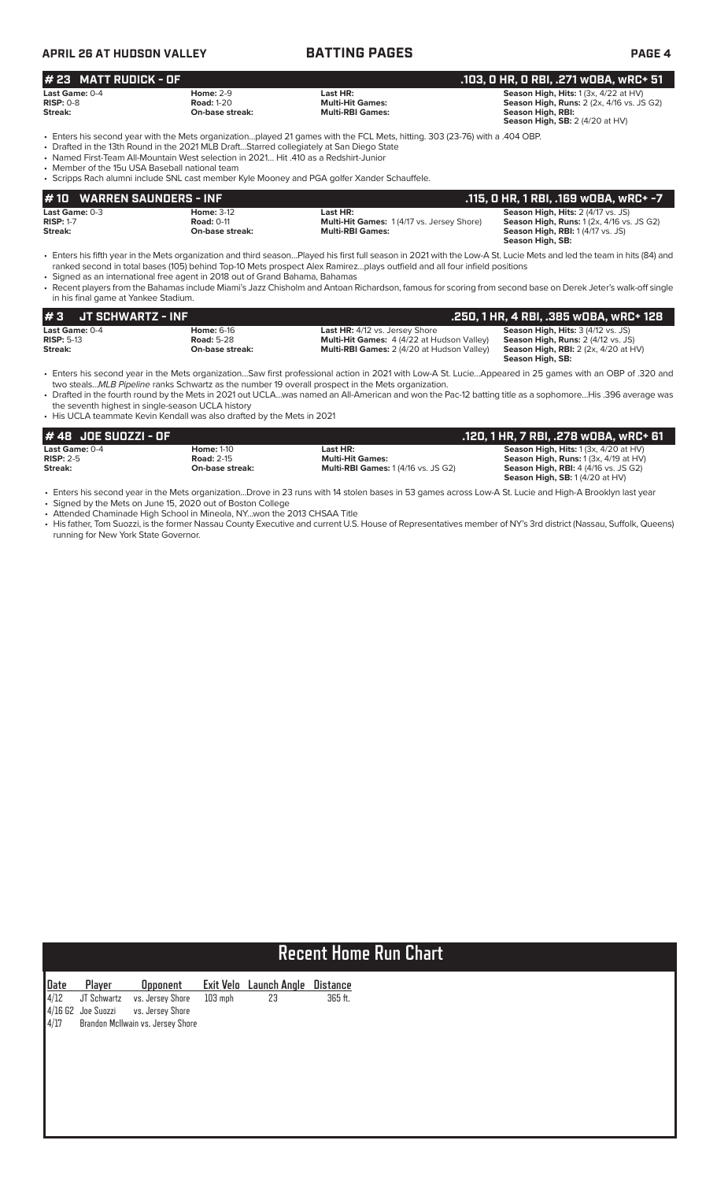## # 23 MATT RUDICK - OF

**.103, 0 HR, 0 RBI, .271 wOBA, wRC+ 51**

**Last Game:** 0-4
**RISP:** 0-8
**Streak:**

**Home:** 2-9
**Road:** 1-20
**On-base streak:**

**Last HR:**
**Multi-Hit Games:**
**Multi-RBI Games:**

**Season High, Hits:** 1 (3x, 4/22 at HV)
**Season High, Runs:** 2 (2x, 4/16 vs. JS G2)
**Season High, RBI:**
**Season High, SB:** 2 (4/20 at HV)

- Enters his second year with the Mets organization...played 21 games with the FCL Mets, hitting. 303 (23-76) with a .404 OBP.
- Drafted in the 13th Round in the 2021 MLB Draft...Starred collegiately at San Diego State
- Named First-Team All-Mountain West selection in 2021... Hit .410 as a Redshirt-Junior
- Member of the 15u USA Baseball national team
- Scripps Rach alumni include SNL cast member Kyle Mooney and PGA golfer Xander Schauffele.

## # 10 WARREN SAUNDERS - INF

**.115, 0 HR, 1 RBI, .169 wOBA, wRC+ -7**

**Last Game:** 0-3
**RISP:** 1-7
**Streak:**

**Home:** 3-12
**Road:** 0-11
**On-base streak:**

**Last HR:**
**Multi-Hit Games:** 1 (4/17 vs. Jersey Shore)
**Multi-RBI Games:**

**Season High, Hits:** 2 (4/17 vs. JS)
**Season High, Runs:** 1 (2x, 4/16 vs. JS G2)
**Season High, RBI:** 1 (4/17 vs. JS)
**Season High, SB:**

- Enters his fifth year in the Mets organization and third season...Played his first full season in 2021 with the Low-A St. Lucie Mets and led the team in hits (84) and ranked second in total bases (105) behind Top-10 Mets prospect Alex Ramirez...plays outfield and all four infield positions
- Signed as an international free agent in 2018 out of Grand Bahama, Bahamas
- Recent players from the Bahamas include Miami's Jazz Chisholm and Antoan Richardson, famous for scoring from second base on Derek Jeter's walk-off single in his final game at Yankee Stadium.

## # 3 JT SCHWARTZ - INF

**.250, 1 HR, 4 RBI, .385 wOBA, wRC+ 128**

**Last Game:** 0-4
**RISP:** 5-13
**Streak:**

**Home:** 6-16
**Road:** 5-28
**On-base streak:**

**Last HR:** 4/12 vs. Jersey Shore
**Multi-Hit Games:** 4 (4/22 at Hudson Valley)
**Multi-RBI Games:** 2 (4/20 at Hudson Valley)

**Season High, Hits:** 3 (4/12 vs. JS)
**Season High, Runs:** 2 (4/12 vs. JS)
**Season High, RBI:** 2 (2x, 4/20 at HV)
**Season High, SB:**

- Enters his second year in the Mets organization...Saw first professional action in 2021 with Low-A St. Lucie...Appeared in 25 games with an OBP of .320 and two steals...*MLB Pipeline* ranks Schwartz as the number 19 overall prospect in the Mets organization.
- Drafted in the fourth round by the Mets in 2021 out UCLA...was named an All-American and won the Pac-12 batting title as a sophomore...His .396 average was the seventh highest in single-season UCLA history
- His UCLA teammate Kevin Kendall was also drafted by the Mets in 2021

## # 48 JOE SUOZZI - OF

**.120, 1 HR, 7 RBI, .278 wOBA, wRC+ 61**

**Last Game:** 0-4
**RISP:** 2-5
**Streak:**

**Home:** 1-10
**Road:** 2-15
**On-base streak:**

**Last HR:**
**Multi-Hit Games:**
**Multi-RBI Games:** 1 (4/16 vs. JS G2)

**Season High, Hits:** 1 (3x, 4/20 at HV)
**Season High, Runs:** 1 (3x, 4/19 at HV)
**Season High, RBI:** 4 (4/16 vs. JS G2)
**Season High, SB:** 1 (4/20 at HV)

- Enters his second year in the Mets organization...Drove in 23 runs with 14 stolen bases in 53 games across Low-A St. Lucie and High-A Brooklyn last year
- Signed by the Mets on June 15, 2020 out of Boston College
- Attended Chaminade High School in Mineola, NY...won the 2013 CHSAA Title
- His father, Tom Suozzi, is the former Nassau County Executive and current U.S. House of Representatives member of NY's 3rd district (Nassau, Suffolk, Queens) running for New York State Governor.

## Recent Home Run Chart

| Date | Player | Opponent | Exit Velo | Launch Angle | Distance |
|---|---|---|---|---|---|
| 4/12 | JT Schwartz | vs. Jersey Shore | 103 mph | 23 | 365 ft. |
| 4/16 G2 | Joe Suozzi | vs. Jersey Shore | | | |
| 4/17 | Brandon McIlwain | vs. Jersey Shore | | | |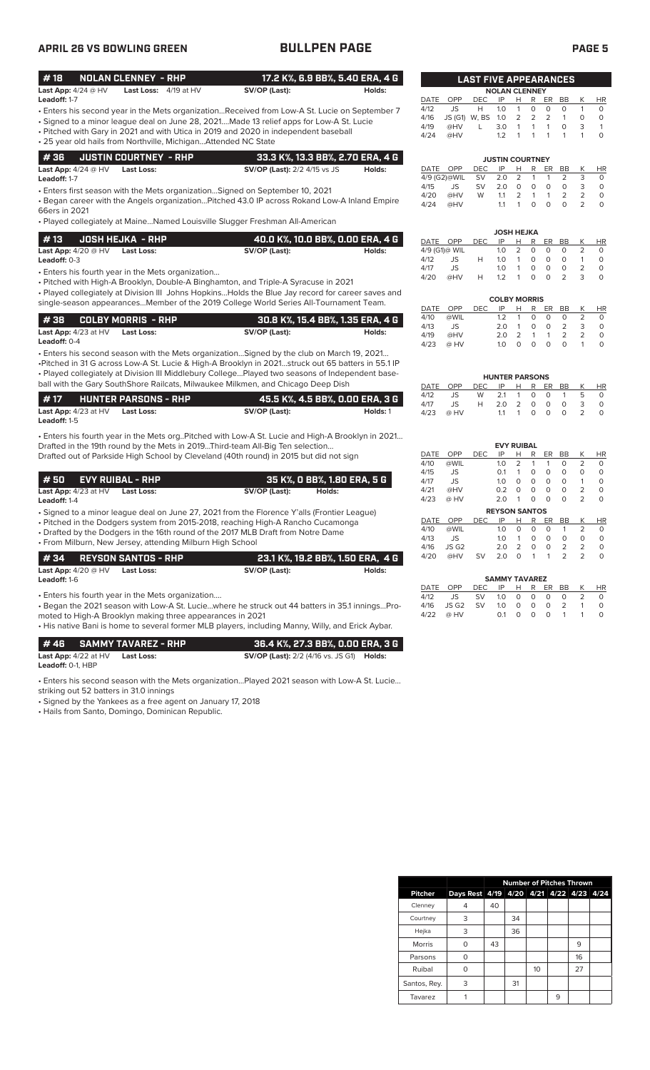## APRIL 26 VS BOWLING GREEN — BULLPEN PAGE

### #18 NOLAN CLENNEY - RHP — 17.2 K%, 6.9 BB%, 5.40 ERA, 4 G

**Last App:** 4/24 @ HV **Last Loss:** 4/19 at HV **SV/OP (Last):** **Holds:**
**Leadoff:** 1-7

- Enters his second year in the Mets organization...Received from Low-A St. Lucie on September 7
- Signed to a minor league deal on June 28, 2021....Made 13 relief apps for Low-A St. Lucie
- Pitched with Gary in 2021 and with Utica in 2019 and 2020 in independent baseball
- 25 year old hails from Northville, Michigan...Attended NC State

### #36 JUSTIN COURTNEY - RHP — 33.3 K%, 13.3 BB%, 2.70 ERA, 4 G

**Last App:** 4/24 @ HV **Last Loss:** **SV/OP (Last):** 2/2 4/15 vs JS **Holds:**
**Leadoff:** 1-7

- Enters first season with the Mets organization...Signed on September 10, 2021
- Began career with the Angels organization...Pitched 43.0 IP across Rokand Low-A Inland Empire 66ers in 2021
- Played collegiately at Maine...Named Louisville Slugger Freshman All-American

### #13 JOSH HEJKA - RHP — 40.0 K%, 10.0 BB%, 0.00 ERA, 4 G

**Last App:** 4/20 @ HV **Last Loss:** **SV/OP (Last):** **Holds:**
**Leadoff:** 0-3

- Enters his fourth year in the Mets organization...
- Pitched with High-A Brooklyn, Double-A Binghamton, and Triple-A Syracuse in 2021
- Played collegiately at Division III Johns Hopkins...Holds the Blue Jay record for career saves and single-season appearances...Member of the 2019 College World Series All-Tournament Team.

### #38 COLBY MORRIS - RHP — 30.8 K%, 15.4 BB%, 1.35 ERA, 4 G

**Last App:** 4/23 at HV **Last Loss:** **SV/OP (Last):** **Holds:**
**Leadoff:** 0-4

- Enters his second season with the Mets organization...Signed by the club on March 19, 2021...
- Pitched in 31 G across Low-A St. Lucie & High-A Brooklyn in 2021...struck out 65 batters in 55.1 IP
- Played collegiately at Division III Middlebury College...Played two seasons of Independent baseball with the Gary SouthShore Railcats, Milwaukee Milkmen, and Chicago Deep Dish

### #17 HUNTER PARSONS - RHP — 45.5 K%, 4.5 BB%, 0.00 ERA, 3 G

**Last App:** 4/23 at HV **Last Loss:** **SV/OP (Last):** **Holds:** 1
**Leadoff:** 1-5

- Enters his fourth year in the Mets org..Pitched with Low-A St. Lucie and High-A Brooklyn in 2021... Drafted in the 19th round by the Mets in 2019...Third-team All-Big Ten selection... Drafted out of Parkside High School by Cleveland (40th round) in 2015 but did not sign

### #50 EVY RUIBAL - RHP — 35 K%, 0 BB%, 1.80 ERA, 5 G

**Last App:** 4/23 at HV **Last Loss:** **SV/OP (Last):** **Holds:**
**Leadoff:** 1-4

- Signed to a minor league deal on June 27, 2021 from the Florence Y'alls (Frontier League)
- Pitched in the Dodgers system from 2015-2018, reaching High-A Rancho Cucamonga
- Drafted by the Dodgers in the 16th round of the 2017 MLB Draft from Notre Dame
- From Milburn, New Jersey, attending Milburn High School

### #34 REYSON SANTOS - RHP — 23.1 K%, 19.2 BB%, 1.50 ERA, 4 G

**Last App:** 4/20 @ HV **Last Loss:** **SV/OP (Last):** **Holds:**
**Leadoff:** 1-6

- Enters his fourth year in the Mets organization....
- Began the 2021 season with Low-A St. Lucie...where he struck out 44 batters in 35.1 innings...Promoted to High-A Brooklyn making three appearances in 2021
- His native Bani is home to several former MLB players, including Manny, Willy, and Erick Aybar.

### #46 SAMMY TAVAREZ - RHP — 36.4 K%, 27.3 BB%, 0.00 ERA, 3 G

**Last App:** 4/22 at HV **Last Loss:** **SV/OP (Last):** 2/2 (4/16 vs. JS G1) **Holds:**
**Leadoff:** 0-1, HBP

- Enters his second season with the Mets organization...Played 2021 season with Low-A St. Lucie... striking out 52 batters in 31.0 innings
- Signed by the Yankees as a free agent on January 17, 2018
- Hails from Santo, Domingo, Dominican Republic.

## LAST FIVE APPEARANCES

**NOLAN CLENNEY**

| DATE | OPP | DEC | IP | H | R | ER | BB | K | HR |
|---|---|---|---|---|---|---|---|---|---|
| 4/12 | JS | H | 1.0 | 1 | 0 | 0 | 0 | 1 | 0 |
| 4/16 | JS (G1) | W, BS | 1.0 | 2 | 2 | 2 | 1 | 0 | 0 |
| 4/19 | @HV | L | 3.0 | 1 | 1 | 1 | 0 | 3 | 1 |
| 4/24 | @HV | | 1.2 | 1 | 1 | 1 | 1 | 1 | 0 |

**JUSTIN COURTNEY**

| DATE | OPP | DEC | IP | H | R | ER | BB | K | HR |
|---|---|---|---|---|---|---|---|---|---|
| 4/9 (G2) | @WIL | SV | 2.0 | 2 | 1 | 1 | 2 | 3 | 0 |
| 4/15 | JS | SV | 2.0 | 0 | 0 | 0 | 0 | 3 | 0 |
| 4/20 | @HV | W | 1.1 | 2 | 1 | 1 | 2 | 2 | 0 |
| 4/24 | @HV | | 1.1 | 1 | 0 | 0 | 0 | 2 | 0 |

**JOSH HEJKA**

| DATE | OPP | DEC | IP | H | R | ER | BB | K | HR |
|---|---|---|---|---|---|---|---|---|---|
| 4/9 (G1) | @WIL | | 1.0 | 2 | 0 | 0 | 0 | 2 | 0 |
| 4/12 | JS | H | 1.0 | 1 | 0 | 0 | 0 | 1 | 0 |
| 4/17 | JS | | 1.0 | 1 | 0 | 0 | 0 | 2 | 0 |
| 4/20 | @HV | H | 1.2 | 1 | 0 | 0 | 2 | 3 | 0 |

**COLBY MORRIS**

| DATE | OPP | DEC | IP | H | R | ER | BB | K | HR |
|---|---|---|---|---|---|---|---|---|---|
| 4/10 | @WIL | | 1.2 | 1 | 0 | 0 | 0 | 2 | 0 |
| 4/13 | JS | | 2.0 | 1 | 0 | 0 | 2 | 3 | 0 |
| 4/19 | @HV | | 2.0 | 2 | 1 | 1 | 2 | 2 | 0 |
| 4/23 | @ HV | | 1.0 | 0 | 0 | 0 | 0 | 1 | 0 |

**HUNTER PARSONS**

| DATE | OPP | DEC | IP | H | R | ER | BB | K | HR |
|---|---|---|---|---|---|---|---|---|---|
| 4/12 | JS | W | 2.1 | 1 | 0 | 0 | 1 | 5 | 0 |
| 4/17 | JS | H | 2.0 | 2 | 0 | 0 | 0 | 3 | 0 |
| 4/23 | @ HV | | 1.1 | 1 | 0 | 0 | 0 | 2 | 0 |

**EVY RUIBAL**

| DATE | OPP | DEC | IP | H | R | ER | BB | K | HR |
|---|---|---|---|---|---|---|---|---|---|
| 4/10 | @WIL | | 1.0 | 2 | 1 | 1 | 0 | 2 | 0 |
| 4/15 | JS | | 0.1 | 1 | 0 | 0 | 0 | 0 | 0 |
| 4/17 | JS | | 1.0 | 0 | 0 | 0 | 0 | 1 | 0 |
| 4/21 | @HV | | 0.2 | 0 | 0 | 0 | 0 | 2 | 0 |
| 4/23 | @ HV | | 2.0 | 1 | 0 | 0 | 0 | 2 | 0 |

**REYSON SANTOS**

| DATE | OPP | DEC | IP | H | R | ER | BB | K | HR |
|---|---|---|---|---|---|---|---|---|---|
| 4/10 | @WIL | | 1.0 | 0 | 0 | 0 | 1 | 2 | 0 |
| 4/13 | JS | | 1.0 | 1 | 0 | 0 | 0 | 0 | 0 |
| 4/16 | JS G2 | | 2.0 | 2 | 0 | 0 | 2 | 2 | 0 |
| 4/20 | @HV | SV | 2.0 | 0 | 1 | 1 | 2 | 2 | 0 |

**SAMMY TAVAREZ**

| DATE | OPP | DEC | IP | H | R | ER | BB | K | HR |
|---|---|---|---|---|---|---|---|---|---|
| 4/12 | JS | SV | 1.0 | 0 | 0 | 0 | 0 | 2 | 0 |
| 4/16 | JS G2 | SV | 1.0 | 0 | 0 | 0 | 2 | 1 | 0 |
| 4/22 | @ HV | | 0.1 | 0 | 0 | 0 | 1 | 1 | 0 |

## Number of Pitches Thrown

| Pitcher | Days Rest | 4/19 | 4/20 | 4/21 | 4/22 | 4/23 | 4/24 |
|---|---|---|---|---|---|---|---|
| Clenney | 4 | 40 | | | | | |
| Courtney | 3 | | 34 | | | | |
| Hejka | 3 | | 36 | | | | |
| Morris | 0 | 43 | | | | 9 | |
| Parsons | 0 | | | | | 16 | |
| Ruibal | 0 | | | 10 | | 27 | |
| Santos, Rey. | 3 | | 31 | | | | |
| Tavarez | 1 | | | | 9 | | |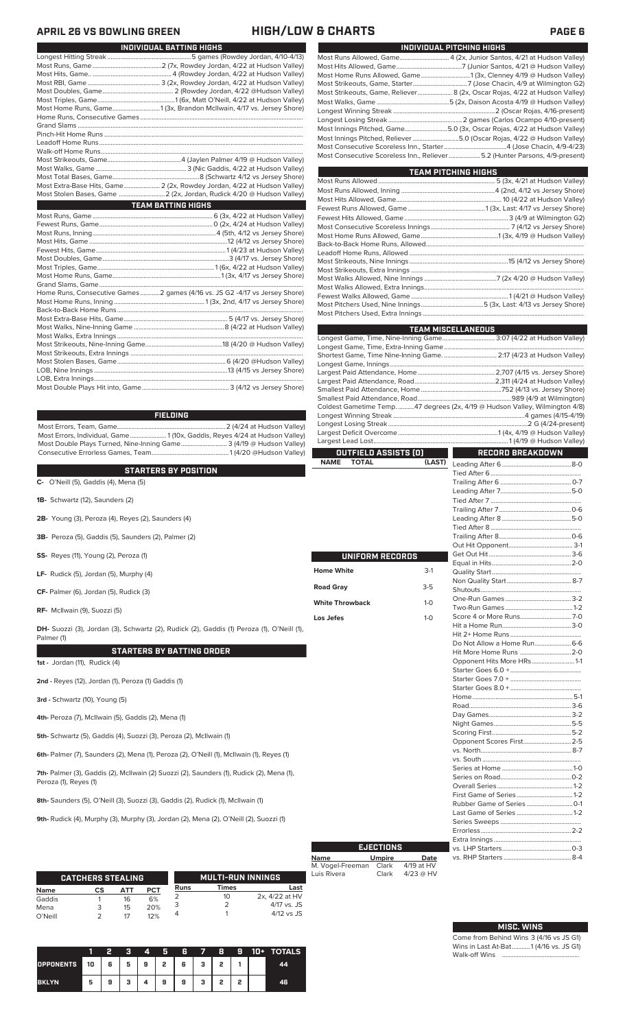# APRIL 26 VS BOWLING GREEN — HIGH/LOW & CHARTS

## INDIVIDUAL BATTING HIGHS

| | |
|---|---|
| Longest Hitting Streak | 5 games (Rowdey Jordan, 4/10-4/13) |
| Most Runs, Game | 2 (7x, Rowdey Jordan, 4/22 at Hudson Valley) |
| Most Hits, Game. | 4 (Rowdey Jordan, 4/22 at Hudson Valley) |
| Most RBI, Game | 3 (2x, Rowdey Jordan, 4/22 at Hudson Valley) |
| Most Doubles, Game | 2 (Rowdey Jordan, 4/22 @Hudson Valley) |
| Most Triples, Game | 1 (6x, Matt O'Neill, 4/22 at Hudson Valley) |
| Most Home Runs, Game | 1 (3x, Brandon McIlwain, 4/17 vs. Jersey Shore) |
| Home Runs, Consecutive Games | |
| Grand Slams | |
| Pinch-Hit Home Runs | |
| Leadoff Home Runs | |
| Walk-off Home Runs | |
| Most Strikeouts, Game | 4 (Jaylen Palmer 4/19 @ Hudson Valley) |
| Most Walks, Game | 3 (Nic Gaddis, 4/22 at Hudson Valley) |
| Most Total Bases, Game | 8 (Schwartz 4/12 vs Jersey Shore) |
| Most Extra-Base Hits, Game | 2 (2x, Rowdey Jordan, 4/22 at Hudson Valley) |
| Most Stolen Bases, Game | 2 (2x, Jordan, Rudick 4/20 @ Hudson Valley) |

## TEAM BATTING HIGHS

| | |
|---|---|
| Most Runs, Game | 6 (3x, 4/22 at Hudson Valley) |
| Fewest Runs, Game | 0 (2x, 4/24 at Hudson Valley) |
| Most Runs, Inning | 4 (5th, 4/12 vs Jersey Shore) |
| Most Hits, Game | 12 (4/12 vs Jersey Shore) |
| Fewest Hits, Game | 1 (4/23 at Hudson Valley) |
| Most Doubles, Game | 3 (4/17 vs. Jersey Shore) |
| Most Triples, Game | 1 (6x, 4/22 at Hudson Valley) |
| Most Home Runs, Game | 1 (3x, 4/17 vs Jersey Shore) |
| Grand Slams, Game | |
| Home Runs, Consecutive Games | 2 games (4/16 vs. JS G2 -4/17 vs Jersey Shore) |
| Most Home Runs, Inning | 1 (3x, 2nd, 4/17 vs Jersey Shore) |
| Back-to-Back Home Runs | |
| Most Extra-Base Hits, Game | 5 (4/17 vs. Jersey Shore) |
| Most Walks, Nine-Inning Game | 8 (4/22 at Hudson Valley) |
| Most Walks, Extra Innings | |
| Most Strikeouts, Nine-Inning Game | 18 (4/20 @ Hudson Valley) |
| Most Strikeouts, Extra Innings | |
| Most Stolen Bases, Game | 6 (4/20 @Hudson Valley) |
| LOB, Nine Innings | 13 (4/15 vs Jersey Shore) |
| LOB, Extra Innings | |
| Most Double Plays Hit into, Game | 3 (4/12 vs Jersey Shore) |

## FIELDING

| | |
|---|---|
| Most Errors, Team, Game | 2 (4/24 at Hudson Valley) |
| Most Errors, Individual, Game | 1 (10x, Gaddis, Reyes 4/24 at Hudson Valley) |
| Most Double Plays Turned, Nine-Inning Game | 3 (4/19 @ Hudson Valley) |
| Consecutive Errorless Games, Team | 1 (4/20 @Hudson Valley) |

## STARTERS BY POSITION

**C-** O'Neill (5), Gaddis (4), Mena (5)

**1B-** Schwartz (12), Saunders (2)

**2B-** Young (3), Peroza (4), Reyes (2), Saunders (4)

**3B-** Peroza (5), Gaddis (5), Saunders (2), Palmer (2)

**SS-** Reyes (11), Young (2), Peroza (1)

**LF-** Rudick (5), Jordan (5), Murphy (4)

**CF-** Palmer (6), Jordan (5), Rudick (3)

**RF-** McIlwain (9), Suozzi (5)

**DH-** Suozzi (3), Jordan (3), Schwartz (2), Rudick (2), Gaddis (1) Peroza (1), O'Neill (1), Palmer (1)

## STARTERS BY BATTING ORDER

**1st -** Jordan (11), Rudick (4)

**2nd -** Reyes (12), Jordan (1), Peroza (1) Gaddis (1)

**3rd -** Schwartz (10), Young (5)

**4th-** Peroza (7), McIlwain (5), Gaddis (2), Mena (1)

**5th-** Schwartz (5), Gaddis (4), Suozzi (3), Peroza (2), McIlwain (1)

**6th-** Palmer (7), Saunders (2), Mena (1), Peroza (2), O'Neill (1), McIlwain (1), Reyes (1)

**7th-** Palmer (3), Gaddis (3), McIlwain (2) Suozzi (2), Saunders (1), Rudick (2), Mena (1), Peroza (1), Reyes (1)

**8th-** Saunders (5), O'Neill (3), Suozzi (3), Gaddis (2), Rudick (2), McIlwain (1)

**9th-** Rudick (4), Murphy (3), Murphy (3), Jordan (2), Mena (2), O'Neill (2), Suozzi (1)

## CATCHERS STEALING

| Name | CS | ATT | PCT |
|---|---|---|---|
| Gaddis | 1 | 16 | 6% |
| Mena | 3 | 15 | 20% |
| O'Neill | 2 | 17 | 12% |

## MULTI-RUN INNINGS

| Runs | Times | Last |
|---|---|---|
| 2 | 10 | 2x, 4/22 at HV |
| 3 | 2 | 4/17 vs. JS |
| 4 | 1 | 4/12 vs JS |

| | 1 | 2 | 3 | 4 | 5 | 6 | 7 | 8 | 9 | 10+ | TOTALS |
|---|---|---|---|---|---|---|---|---|---|---|---|
| OPPONENTS | 10 | 6 | 5 | 9 | 2 | 6 | 3 | 2 | 1 | | 44 |
| BKLYN | 5 | 9 | 3 | 4 | 9 | 9 | 3 | 2 | 2 | | 46 |

## INDIVIDUAL PITCHING HIGHS

| | |
|---|---|
| Most Runs Allowed, Game | 4 (2x, Junior Santos, 4/21 at Hudson Valley) |
| Most Hits Allowed, Game | 7 (Junior Santos, 4/21 @ Hudson Valley) |
| Most Home Runs Allowed, Game | 1 (3x, Clenney 4/19 @ Hudson Valley) |
| Most Strikeouts, Game, Starter | 7 (Jose Chacin, 4/9 at Wilmington G2) |
| Most Strikeouts, Game, Reliever | 8 (2x, Oscar Rojas, 4/22 at Hudson Valley) |
| Most Walks, Game | 5 (2x, Daison Acosta 4/19 @ Hudson Valley) |
| Longest Winning Streak | 2 (Oscar Rojas, 4/16-present) |
| Longest Losing Streak | 2 games (Carlos Ocampo 4/10-present) |
| Most Innings Pitched, Game | 5.0 (3x, Oscar Rojas, 4/22 at Hudson Valley) |
| Most Innings Pitched, Reliever | 5.0 (Oscar Rojas, 4/22 @ Hudson Valley) |
| Most Consecutive Scoreless Inn., Starter | 4 (Jose Chacin, 4/9-4/23) |
| Most Consecutive Scoreless Inn., Reliever | 5.2 (Hunter Parsons, 4/9-present) |

## TEAM PITCHING HIGHS

| | |
|---|---|
| Most Runs Allowed | 5 (3x, 4/21 at Hudson Valley) |
| Most Runs Allowed, Inning | 4 (2nd, 4/12 vs Jersey Shore) |
| Most Hits Allowed, Game | 10 (4/22 at Hudson Valley) |
| Fewest Runs Allowed, Game | 1 (3x, Last: 4/17 vs Jersey Shore) |
| Fewest Hits Allowed, Game | 3 (4/9 at Wilmington G2) |
| Most Consecutive Scoreless Innings | 7 (4/12 vs Jersey Shore) |
| Most Home Runs Allowed, Game | 1 (3x, 4/19 @ Hudson Valley) |
| Back-to-Back Home Runs, Allowed | |
| Leadoff Home Runs, Allowed | |
| Most Strikeouts, Nine Innings | 15 (4/12 vs Jersey Shore) |
| Most Strikeouts, Extra Innings | |
| Most Walks Allowed, Nine Innings | 7 (2x 4/20 @ Hudson Valley) |
| Most Walks Allowed, Extra Innings | |
| Fewest Walks Allowed, Game | 1 (4/21 @ Hudson Valley) |
| Most Pitchers Used, Nine Innings | 5 (3x, Last: 4/13 vs Jersey Shore) |
| Most Pitchers Used, Extra Innings | |

## TEAM MISCELLANEOUS

| | |
|---|---|
| Longest Game, Time, Nine-Inning Game | 3:07 (4/22 at Hudson Valley) |
| Longest Game, Time, Extra-Inning Game | |
| Shortest Game, Time Nine-Inning Game. | 2:17 (4/23 at Hudson Valley) |
| Longest Game, Innings | |
| Largest Paid Attendance, Home | 2,707 (4/15 vs. Jersey Shore) |
| Largest Paid Attendance, Road | 2,311 (4/24 at Hudson Valley) |
| Smallest Paid Attendance, Home | 752 (4/13 vs. Jersey Shore) |
| Smallest Paid Attendance, Road | 989 (4/9 at Wilmington) |
| Coldest Gametime Temp. | 47 degrees (2x, 4/19 @ Hudson Valley, Wilmington 4/8) |
| Longest Winning Streak | 4 games (4/15-4/19) |
| Longest Losing Streak | 2 G (4/24-present) |
| Largest Deficit Overcome | 1 (4x, 4/19 @ Hudson Valley) |
| Largest Lead Lost | 1 (4/19 @ Hudson Valley) |

## OUTFIELD ASSISTS (0)

| NAME | TOTAL | (LAST) |
|---|---|---|

## UNIFORM RECORDS

| | |
|---|---|
| Home White | 3-1 |
| Road Gray | 3-5 |
| White Throwback | 1-0 |
| Los Jefes | 1-0 |

## EJECTIONS

| Name | Umpire | Date |
|---|---|---|
| M. Vogel-Freeman | Clark | 4/19 at HV |
| Luis Rivera | Clark | 4/23 @ HV |

## RECORD BREAKDOWN

| | |
|---|---|
| Leading After 6 | 8-0 |
| Tied After 6 | |
| Trailing After 6 | 0-7 |
| Leading After 7 | 5-0 |
| Tied After 7 | |
| Trailing After 7 | 0-6 |
| Leading After 8 | 5-0 |
| Tied After 8 | |
| Trailing After 8 | 0-6 |
| Out Hit Opponent | 3-1 |
| Get Out Hit | 3-6 |
| Equal in Hits | 2-0 |
| Quality Start | |
| Non Quality Start | 8-7 |
| Shutouts | |
| One-Run Games | 3-2 |
| Two-Run Games | 1-2 |
| Score 4 or More Runs | 7-0 |
| Hit a Home Run | 3-0 |
| Hit 2+ Home Runs | |
| Do Not Allow a Home Run | 6-6 |
| Hit More Home Runs | 2-0 |
| Opponent Hits More HRs | 1-1 |
| Starter Goes 6.0 + | |
| Starter Goes 7.0 + | |
| Starter Goes 8.0 + | |
| Home | 5-1 |
| Road | 3-6 |
| Day Games | 3-2 |
| Night Games | 5-5 |
| Scoring First | 5-2 |
| Opponent Scores First | 2-5 |
| vs. North | 8-7 |
| vs. South | |
| Series at Home | 1-0 |
| Series on Road | 0-2 |
| Overall Series | 1-2 |
| First Game of Series | 1-2 |
| Rubber Game of Series | 0-1 |
| Last Game of Series | 1-2 |
| Series Sweeps | |
| Errorless | 2-2 |
| Extra Innings | |
| vs. LHP Starters | 0-3 |
| vs. RHP Starters | 8-4 |

## MISC. WINS

| | |
|---|---|
| Come from Behind Wins | 3 (4/16 vs JS G1) |
| Wins in Last At-Bat | 1 (4/16 vs. JS G1) |
| Walk-off Wins | |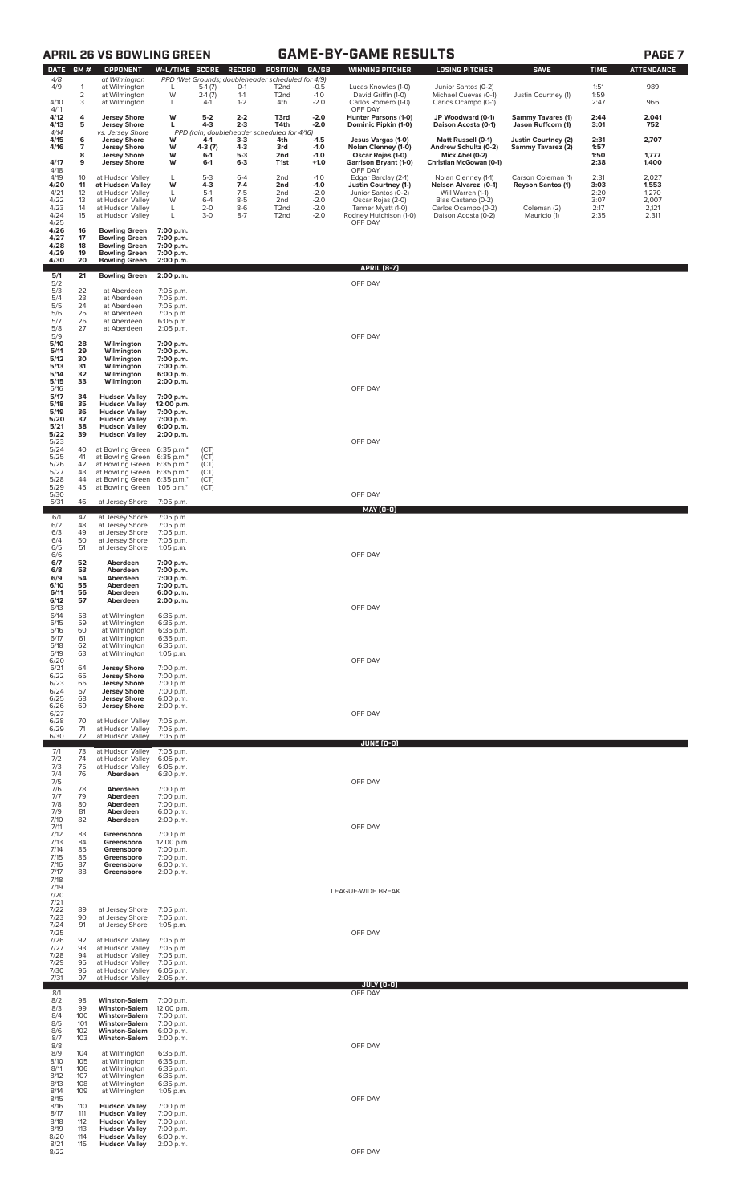## APRIL 26 VS BOWLING GREEN — GAME-BY-GAME RESULTS

| DATE | GM # | OPPONENT | W-L/TIME | SCORE | RECORD | POSITION | GA/GB | WINNING PITCHER | LOSING PITCHER | SAVE | TIME | ATTENDANCE |
|---|---|---|---|---|---|---|---|---|---|---|---|---|
| 4/8 | | at Wilmington | PPD (Wet Grounds; doubleheader scheduled for 4/9) | | | | | | | | | |
| 4/9 | 1 | at Wilmington | L | 5-1 (7) | 0-1 | T2nd | -0.5 | Lucas Knowles (1-0) | Junior Santos (0-2) | | 1:51 | 989 |
| | 2 | at Wilmington | W | 2-1 (7) | 1-1 | T2nd | -1.0 | David Griffin (1-0) | Michael Cuevas (0-1) | Justin Courtney (1) | 1:59 | |
| 4/10 | 3 | at Wilmington | L | 4-1 | 1-2 | 4th | -2.0 | Carlos Romero (1-0) | Carlos Ocampo (0-1) | | 2:47 | 966 |
| 4/11 | | | | | | | | OFF DAY | | | | |
| **4/12** | **4** | **Jersey Shore** | **W** | **5-2** | **2-2** | **T3rd** | **-2.0** | **Hunter Parsons (1-0)** | **JP Woodward (0-1)** | **Sammy Tavares (1)** | **2:44** | **2,041** |
| **4/13** | **5** | **Jersey Shore** | **L** | **4-3** | **2-3** | **T4th** | **-2.0** | **Dominic Pipkin (1-0)** | **Daison Acosta (0-1)** | **Jason Ruffcorn (1)** | **3:01** | **752** |
| 4/14 | | vs. Jersey Shore | PPD (rain; doubleheader scheduled for 4/16) | | | | | | | | | |
| **4/15** | **6** | **Jersey Shore** | **W** | **4-1** | **3-3** | **4th** | **-1.5** | **Jesus Vargas (1-0)** | **Matt Russell (0-1)** | **Justin Courtney (2)** | **2:31** | **2,707** |
| **4/16** | **7** | **Jersey Shore** | **W** | **4-3 (7)** | **4-3** | **3rd** | **-1.0** | **Nolan Clenney (1-0)** | **Andrew Schultz (0-2)** | **Sammy Tavarez (2)** | **1:57** | |
| | **8** | **Jersey Shore** | **W** | **6-1** | **5-3** | **2nd** | **-1.0** | **Oscar Rojas (1-0)** | **Mick Abel (0-2)** | | **1:50** | **1,777** |
| **4/17** | **9** | **Jersey Shore** | **W** | **6-1** | **6-3** | **T1st** | **+1.0** | **Garrison Bryant (1-0)** | **Christian McGowan (0-1)** | | **2:38** | **1,400** |
| 4/18 | | | | | | | | OFF DAY | | | | |
| 4/19 | 10 | at Hudson Valley | L | 5-3 | 6-4 | 2nd | -1.0 | Edgar Barclay (2-1) | Nolan Clenney (1-1) | Carson Coleman (1) | 2:31 | 2,027 |
| **4/20** | **11** | **at Hudson Valley** | **W** | **4-3** | **7-4** | **2nd** | **-1.0** | **Justin Courtney (1-)** | **Nelson Alvarez (0-1)** | **Reyson Santos (1)** | **3:03** | **1,553** |
| 4/21 | 12 | at Hudson Valley | L | 5-1 | 7-5 | 2nd | -2.0 | Junior Santos (0-2) | Will Warren (1-1) | | 2:20 | 1,270 |
| 4/22 | 13 | at Hudson Valley | W | 6-4 | 8-5 | 2nd | -2.0 | Oscar Rojas (2-0) | Blas Castano (0-2) | | 3:07 | 2,007 |
| 4/23 | 14 | at Hudson Valley | L | 2-0 | 8-6 | T2nd | -2.0 | Tanner Myatt (1-0) | Carlos Ocampo (0-2) | Coleman (2) | 2:17 | 2,121 |
| 4/24 | 15 | at Hudson Valley | L | 3-0 | 8-7 | T2nd | -2.0 | Rodney Hutchison (1-0) | Daison Acosta (0-2) | Mauricio (1) | 2:35 | 2,311 |
| 4/25 | | | | | | | | OFF DAY | | | | |
| **4/26** | **16** | **Bowling Green** | **7:00 p.m.** | | | | | | | | | |
| **4/27** | **17** | **Bowling Green** | **7:00 p.m.** | | | | | | | | | |
| **4/28** | **18** | **Bowling Green** | **7:00 p.m.** | | | | | | | | | |
| **4/29** | **19** | **Bowling Green** | **7:00 p.m.** | | | | | | | | | |
| **4/30** | **20** | **Bowling Green** | **2:00 p.m.** | | | | | | | | | |
| | | | | | | | | **APRIL (8-7)** | | | | |
| **5/1** | **21** | **Bowling Green** | **2:00 p.m.** | | | | | | | | | |
| 5/2 | | | | | | | | OFF DAY | | | | |
| 5/3 | 22 | at Aberdeen | 7:05 p.m. | | | | | | | | | |
| 5/4 | 23 | at Aberdeen | 7:05 p.m. | | | | | | | | | |
| 5/5 | 24 | at Aberdeen | 7:05 p.m. | | | | | | | | | |
| 5/6 | 25 | at Aberdeen | 7:05 p.m. | | | | | | | | | |
| 5/7 | 26 | at Aberdeen | 6:05 p.m. | | | | | | | | | |
| 5/8 | 27 | at Aberdeen | 2:05 p.m. | | | | | | | | | |
| 5/9 | | | | | | | | OFF DAY | | | | |
| **5/10** | **28** | **Wilmington** | **7:00 p.m.** | | | | | | | | | |
| **5/11** | **29** | **Wilmington** | **7:00 p.m.** | | | | | | | | | |
| **5/12** | **30** | **Wilmington** | **7:00 p.m.** | | | | | | | | | |
| **5/13** | **31** | **Wilmington** | **7:00 p.m.** | | | | | | | | | |
| **5/14** | **32** | **Wilmington** | **6:00 p.m.** | | | | | | | | | |
| **5/15** | **33** | **Wilmington** | **2:00 p.m.** | | | | | | | | | |
| 5/16 | | | | | | | | OFF DAY | | | | |
| **5/17** | **34** | **Hudson Valley** | **7:00 p.m.** | | | | | | | | | |
| **5/18** | **35** | **Hudson Valley** | **12:00 p.m.** | | | | | | | | | |
| **5/19** | **36** | **Hudson Valley** | **7:00 p.m.** | | | | | | | | | |
| **5/20** | **37** | **Hudson Valley** | **7:00 p.m.** | | | | | | | | | |
| **5/21** | **38** | **Hudson Valley** | **6:00 p.m.** | | | | | | | | | |
| **5/22** | **39** | **Hudson Valley** | **2:00 p.m.** | | | | | | | | | |
| 5/23 | | | | | | | | OFF DAY | | | | |
| 5/24 | 40 | at Bowling Green | 6:35 p.m.* | (CT) | | | | | | | | |
| 5/25 | 41 | at Bowling Green | 6:35 p.m.* | (CT) | | | | | | | | |
| 5/26 | 42 | at Bowling Green | 6:35 p.m.* | (CT) | | | | | | | | |
| 5/27 | 43 | at Bowling Green | 6:35 p.m.* | (CT) | | | | | | | | |
| 5/28 | 44 | at Bowling Green | 6:35 p.m.* | (CT) | | | | | | | | |
| 5/29 | 45 | at Bowling Green | 1:05 p.m.* | (CT) | | | | | | | | |
| 5/30 | | | | | | | | OFF DAY | | | | |
| 5/31 | 46 | at Jersey Shore | 7:05 p.m. | | | | | | | | | |
| | | | | | | | | **MAY (0-0)** | | | | |
| 6/1 | 47 | at Jersey Shore | 7:05 p.m. | | | | | | | | | |
| 6/2 | 48 | at Jersey Shore | 7:05 p.m. | | | | | | | | | |
| 6/3 | 49 | at Jersey Shore | 7:05 p.m. | | | | | | | | | |
| 6/4 | 50 | at Jersey Shore | 7:05 p.m. | | | | | | | | | |
| 6/5 | 51 | at Jersey Shore | 1:05 p.m. | | | | | | | | | |
| 6/6 | | | | | | | | OFF DAY | | | | |
| **6/7** | **52** | **Aberdeen** | **7:00 p.m.** | | | | | | | | | |
| **6/8** | **53** | **Aberdeen** | **7:00 p.m.** | | | | | | | | | |
| **6/9** | **54** | **Aberdeen** | **7:00 p.m.** | | | | | | | | | |
| **6/10** | **55** | **Aberdeen** | **7:00 p.m.** | | | | | | | | | |
| **6/11** | **56** | **Aberdeen** | **6:00 p.m.** | | | | | | | | | |
| **6/12** | **57** | **Aberdeen** | **2:00 p.m.** | | | | | | | | | |
| 6/13 | | | | | | | | OFF DAY | | | | |
| 6/14 | 58 | at Wilmington | 6:35 p.m. | | | | | | | | | |
| 6/15 | 59 | at Wilmington | 6:35 p.m. | | | | | | | | | |
| 6/16 | 60 | at Wilmington | 6:35 p.m. | | | | | | | | | |
| 6/17 | 61 | at Wilmington | 6:35 p.m. | | | | | | | | | |
| 6/18 | 62 | at Wilmington | 6:35 p.m. | | | | | | | | | |
| 6/19 | 63 | at Wilmington | 1:05 p.m. | | | | | | | | | |
| 6/20 | | | | | | | | OFF DAY | | | | |
| 6/21 | 64 | **Jersey Shore** | 7:00 p.m. | | | | | | | | | |
| 6/22 | 65 | **Jersey Shore** | 7:00 p.m. | | | | | | | | | |
| 6/23 | 66 | **Jersey Shore** | 7:00 p.m. | | | | | | | | | |
| 6/24 | 67 | **Jersey Shore** | 7:00 p.m. | | | | | | | | | |
| 6/25 | 68 | **Jersey Shore** | 6:00 p.m. | | | | | | | | | |
| 6/26 | 69 | **Jersey Shore** | 2:00 p.m. | | | | | | | | | |
| 6/27 | | | | | | | | OFF DAY | | | | |
| 6/28 | 70 | at Hudson Valley | 7:05 p.m. | | | | | | | | | |
| 6/29 | 71 | at Hudson Valley | 7:05 p.m. | | | | | | | | | |
| 6/30 | 72 | at Hudson Valley | 7:05 p.m. | | | | | | | | | |
| | | | | | | | | **JUNE (0-0)** | | | | |
| 7/1 | 73 | at Hudson Valley | 7:05 p.m. | | | | | | | | | |
| 7/2 | 74 | at Hudson Valley | 6:05 p.m. | | | | | | | | | |
| 7/3 | 75 | at Hudson Valley | 6:05 p.m. | | | | | | | | | |
| 7/4 | 76 | **Aberdeen** | 6:30 p.m. | | | | | | | | | |
| 7/5 | | | | | | | | OFF DAY | | | | |
| 7/6 | 78 | **Aberdeen** | 7:00 p.m. | | | | | | | | | |
| 7/7 | 79 | **Aberdeen** | 7:00 p.m. | | | | | | | | | |
| 7/8 | 80 | **Aberdeen** | 7:00 p.m. | | | | | | | | | |
| 7/9 | 81 | **Aberdeen** | 6:00 p.m. | | | | | | | | | |
| 7/10 | 82 | **Aberdeen** | 2:00 p.m. | | | | | | | | | |
| 7/11 | | | | | | | | OFF DAY | | | | |
| 7/12 | 83 | **Greensboro** | 7:00 p.m. | | | | | | | | | |
| 7/13 | 84 | **Greensboro** | 12:00 p.m. | | | | | | | | | |
| 7/14 | 85 | **Greensboro** | 7:00 p.m. | | | | | | | | | |
| 7/15 | 86 | **Greensboro** | 7:00 p.m. | | | | | | | | | |
| 7/16 | 87 | **Greensboro** | 6:00 p.m. | | | | | | | | | |
| 7/17 | 88 | **Greensboro** | 2:00 p.m. | | | | | | | | | |
| 7/18–7/21 | | | | | | | | LEAGUE-WIDE BREAK | | | | |
| 7/22 | 89 | at Jersey Shore | 7:05 p.m. | | | | | | | | | |
| 7/23 | 90 | at Jersey Shore | 7:05 p.m. | | | | | | | | | |
| 7/24 | 91 | at Jersey Shore | 1:05 p.m. | | | | | | | | | |
| 7/25 | | | | | | | | OFF DAY | | | | |
| 7/26 | 92 | at Hudson Valley | 7:05 p.m. | | | | | | | | | |
| 7/27 | 93 | at Hudson Valley | 7:05 p.m. | | | | | | | | | |
| 7/28 | 94 | at Hudson Valley | 7:05 p.m. | | | | | | | | | |
| 7/29 | 95 | at Hudson Valley | 7:05 p.m. | | | | | | | | | |
| 7/30 | 96 | at Hudson Valley | 6:05 p.m. | | | | | | | | | |
| 7/31 | 97 | at Hudson Valley | 2:05 p.m. | | | | | | | | | |
| | | | | | | | | **JULY (0-0)** | | | | |
| 8/1 | | | | | | | | OFF DAY | | | | |
| 8/2 | 98 | **Winston-Salem** | 7:00 p.m. | | | | | | | | | |
| 8/3 | 99 | **Winston-Salem** | 12:00 p.m. | | | | | | | | | |
| 8/4 | 100 | **Winston-Salem** | 7:00 p.m. | | | | | | | | | |
| 8/5 | 101 | **Winston-Salem** | 7:00 p.m. | | | | | | | | | |
| 8/6 | 102 | **Winston-Salem** | 6:00 p.m. | | | | | | | | | |
| 8/7 | 103 | **Winston-Salem** | 2:00 p.m. | | | | | | | | | |
| 8/8 | | | | | | | | OFF DAY | | | | |
| 8/9 | 104 | at Wilmington | 6:35 p.m. | | | | | | | | | |
| 8/10 | 105 | at Wilmington | 6:35 p.m. | | | | | | | | | |
| 8/11 | 106 | at Wilmington | 6:35 p.m. | | | | | | | | | |
| 8/12 | 107 | at Wilmington | 6:35 p.m. | | | | | | | | | |
| 8/13 | 108 | at Wilmington | 6:35 p.m. | | | | | | | | | |
| 8/14 | 109 | at Wilmington | 1:05 p.m. | | | | | | | | | |
| 8/15 | | | | | | | | OFF DAY | | | | |
| 8/16 | 110 | **Hudson Valley** | 7:00 p.m. | | | | | | | | | |
| 8/17 | 111 | **Hudson Valley** | 7:00 p.m. | | | | | | | | | |
| 8/18 | 112 | **Hudson Valley** | 7:00 p.m. | | | | | | | | | |
| 8/19 | 113 | **Hudson Valley** | 7:00 p.m. | | | | | | | | | |
| 8/20 | 114 | **Hudson Valley** | 6:00 p.m. | | | | | | | | | |
| 8/21 | 115 | **Hudson Valley** | 2:00 p.m. | | | | | | | | | |
| 8/22 | | | | | | | | OFF DAY | | | | |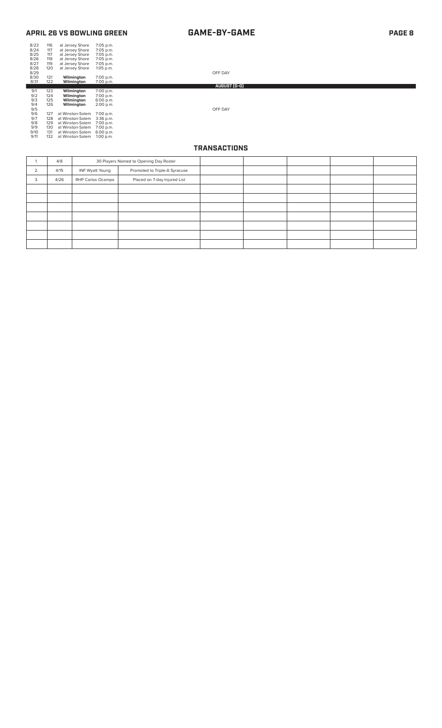## GAME-BY-GAME

| | | | | |
|---|---|---|---|---|
| 8/23 | 116 | at Jersey Shore | 7:05 p.m. | |
| 8/24 | 117 | at Jersey Shore | 7:05 p.m. | |
| 8/25 | 117 | at Jersey Shore | 7:05 p.m. | |
| 8/26 | 118 | at Jersey Shore | 7:05 p.m. | |
| 8/27 | 119 | at Jersey Shore | 7:05 p.m. | |
| 8/28 | 120 | at Jersey Shore | 1:05 p.m. | |
| 8/29 | | | | OFF DAY |
| 8/30 | 121 | **Wilmington** | 7:00 p.m. | |
| 8/31 | 122 | **Wilmington** | 7:00 p.m. | |

**AUGUST (0-0)**

| | | | | |
|---|---|---|---|---|
| 9/1 | 123 | **Wilmington** | 7:00 p.m. | |
| 9/2 | 124 | **Wilmington** | 7:00 p.m. | |
| 9/3 | 125 | **Wilmington** | 6:00 p.m. | |
| 9/4 | 126 | **Wilmington** | 2:00 p.m. | |
| 9/5 | | | | OFF DAY |
| 9/6 | 127 | at Winston-Salem | 7:00 p.m. | |
| 9/7 | 128 | at Winston-Salem | 3:36 p.m. | |
| 9/8 | 129 | at Winston-Salem | 7:00 p.m. | |
| 9/9 | 130 | at Winston-Salem | 7:00 p.m. | |
| 9/10 | 131 | at Winston-Salem | 6:00 p.m. | |
| 9/11 | 132 | at Winston-Salem | 1:00 p.m. | |

## TRANSACTIONS

| | | | | | | | | |
|---|---|---|---|---|---|---|---|---|
| 1. | 4/8 | 30 Players Named to Opening Day Roster | | | | | | |
| 2. | 4/15 | INF Wyatt Young | Promoted to Triple-A Syracuse | | | | | |
| 3. | 4/26 | RHP Carlos Ocampo | Placed on 7-day Injured List | | | | | |
| | | | | | | | | |
| | | | | | | | | |
| | | | | | | | | |
| | | | | | | | | |
| | | | | | | | | |
| | | | | | | | | |
| | | | | | | | | |